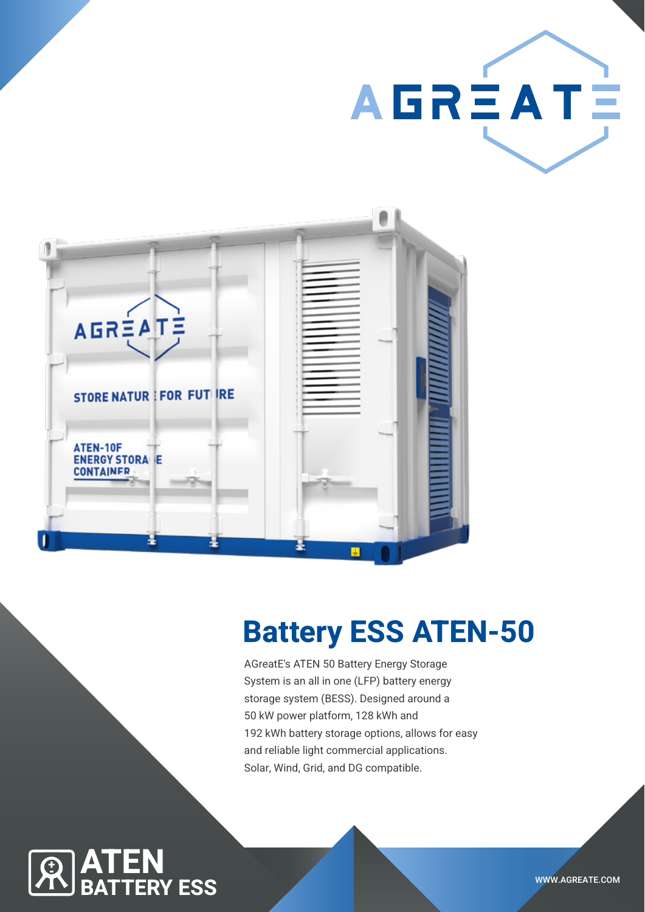AGREATE

# Battery ESS ATEN-50

AGreatE's ATEN 50 Battery Energy Storage System is an all in one (LFP) battery energy storage system (BESS). Designed around a 50 kW power platform, 128 kWh and 192 kWh battery storage options, allows for easy and reliable light commercial applications. Solar, Wind, Grid, and DG compatible.

**ATEN**
**BATTERY ESS**

WWW.AGREATE.COM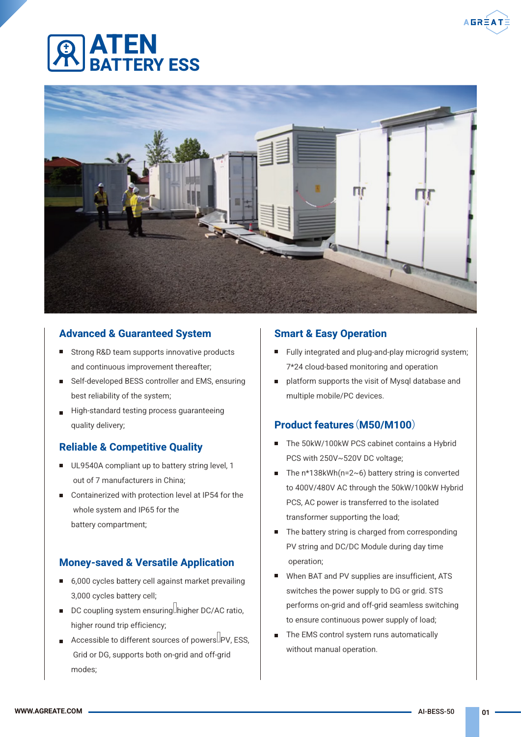# ATEN
## BATTERY ESS

### Advanced & Guaranteed System

- Strong R&D team supports innovative products and continuous improvement thereafter;
- Self-developed BESS controller and EMS, ensuring best reliability of the system;
- High-standard testing process guaranteeing quality delivery;

### Reliable & Competitive Quality

- UL9540A compliant up to battery string level, 1 out of 7 manufacturers in China;
- Containerized with protection level at IP54 for the whole system and IP65 for the battery compartment;

### Money-saved & Versatile Application

- 6,000 cycles battery cell against market prevailing 3,000 cycles battery cell;
- DC coupling system ensuring higher DC/AC ratio, higher round trip efficiency;
- Accessible to different sources of powers PV, ESS, Grid or DG, supports both on-grid and off-grid modes;

### Smart & Easy Operation

- Fully integrated and plug-and-play microgrid system; 7*24 cloud-based monitoring and operation
- platform supports the visit of Mysql database and multiple mobile/PC devices.

### Product features（M50/M100）

- The 50kW/100kW PCS cabinet contains a Hybrid PCS with 250V~520V DC voltage;
- The n*138kWh(n=2~6) battery string is converted to 400V/480V AC through the 50kW/100kW Hybrid PCS, AC power is transferred to the isolated transformer supporting the load;
- The battery string is charged from corresponding PV string and DC/DC Module during day time operation;
- When BAT and PV supplies are insufficient, ATS switches the power supply to DG or grid. STS performs on-grid and off-grid seamless switching to ensure continuous power supply of load;
- The EMS control system runs automatically without manual operation.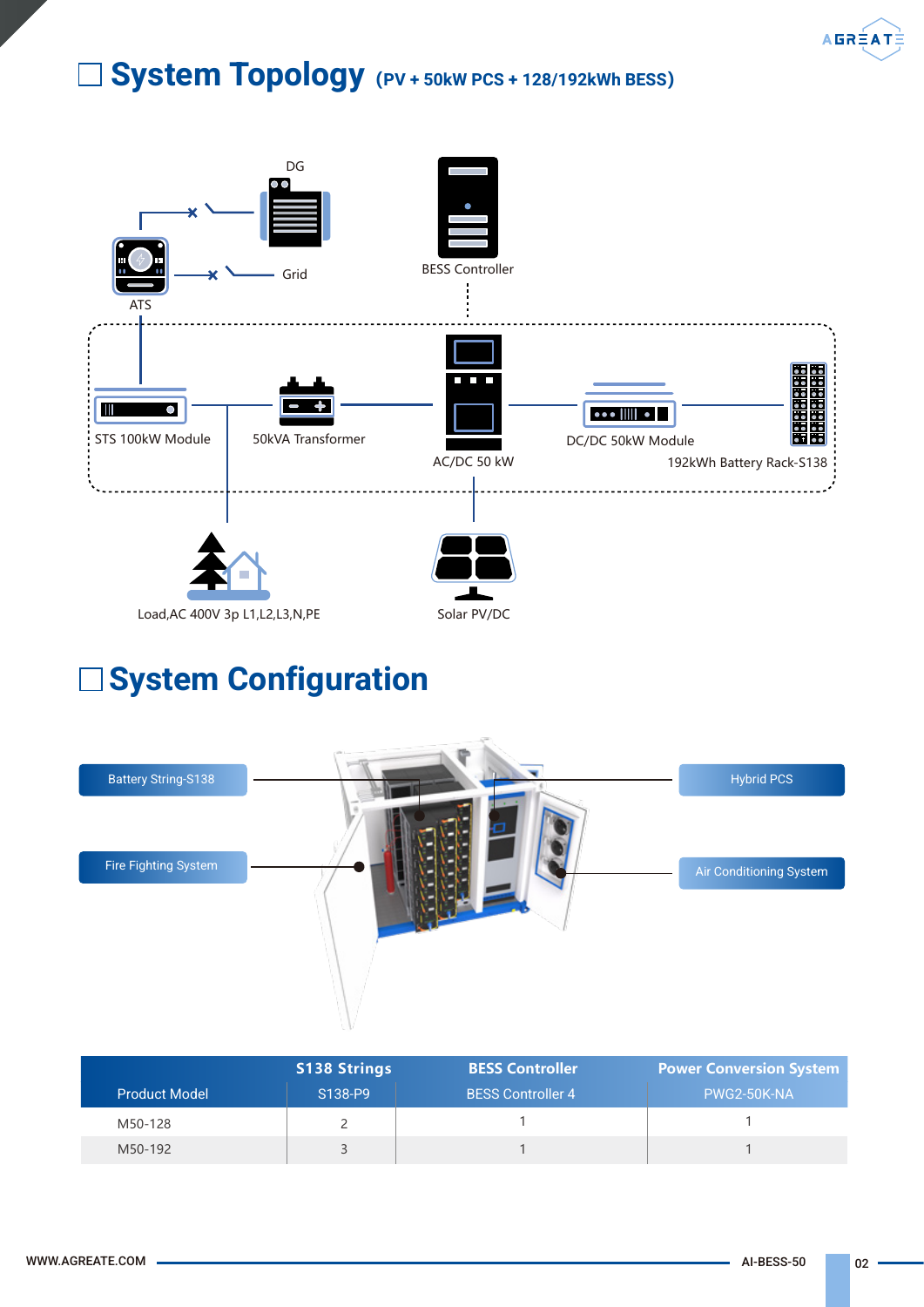# System Topology (PV + 50kW PCS + 128/192kWh BESS)

DG

BESS Controller

ATS

Grid

STS 100kW Module

50kVA Transformer

AC/DC 50 kW

DC/DC 50kW Module

192kWh Battery Rack-S138

Load,AC 400V 3p L1,L2,L3,N,PE

Solar PV/DC

# System Configuration

Battery String-S138

Fire Fighting System

Hybrid PCS

Air Conditioning System

| Product Model | S138 Strings | BESS Controller | Power Conversion System |
|---|---|---|---|
| | S138-P9 | BESS Controller 4 | PWG2-50K-NA |
| M50-128 | 2 | 1 | 1 |
| M50-192 | 3 | 1 | 1 |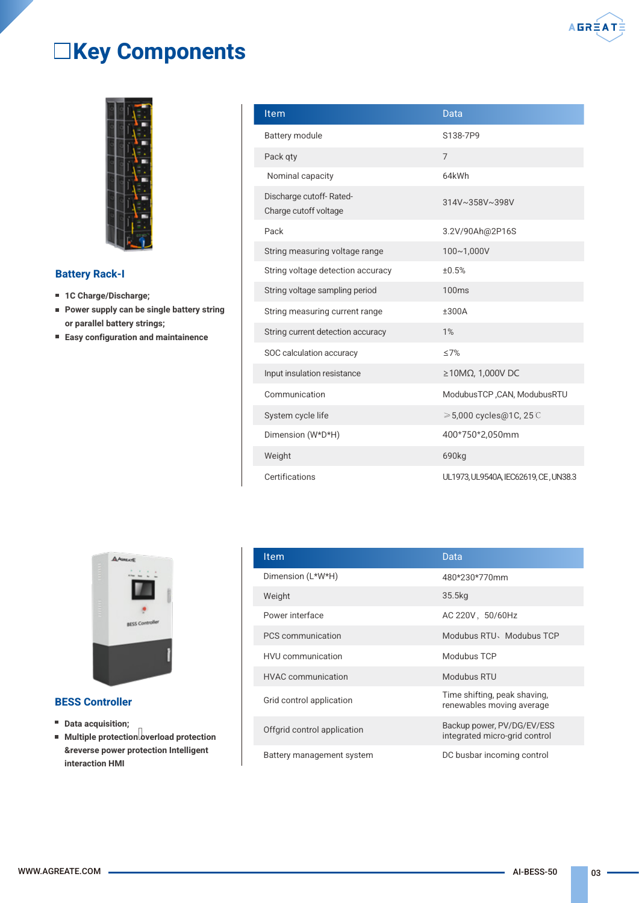# Key Components

## Battery Rack-I

- **1C Charge/Discharge;**
- **Power supply can be single battery string or parallel battery strings;**
- **Easy configuration and maintainence**

| Item | Data |
|---|---|
| Battery module | S138-7P9 |
| Pack qty | 7 |
| Nominal capacity | 64kWh |
| Discharge cutoff- Rated-Charge cutoff voltage | 314V~358V~398V |
| Pack | 3.2V/90Ah@2P16S |
| String measuring voltage range | 100~1,000V |
| String voltage detection accuracy | ±0.5% |
| String voltage sampling period | 100ms |
| String measuring current range | ±300A |
| String current detection accuracy | 1% |
| SOC calculation accuracy | ≤7% |
| Input insulation resistance | ≥10MΩ, 1,000V DC |
| Communication | ModubusTCP ,CAN, ModubusRTU |
| System cycle life | ≥5,000 cycles@1C, 25℃ |
| Dimension (W*D*H) | 400*750*2,050mm |
| Weight | 690kg |
| Certifications | UL1973, UL9540A, IEC62619, CE, UN38.3 |

## BESS Controller

- **Data acquisition;**
- **Multiple protection overload protection &reverse power protection Intelligent interaction HMI**

| Item | Data |
|---|---|
| Dimension (L*W*H) | 480*230*770mm |
| Weight | 35.5kg |
| Power interface | AC 220V，50/60Hz |
| PCS communication | Modubus RTU、Modubus TCP |
| HVU communication | Modubus TCP |
| HVAC communication | Modubus RTU |
| Grid control application | Time shifting, peak shaving, renewables moving average |
| Offgrid control application | Backup power, PV/DG/EV/ESS integrated micro-grid control |
| Battery management system | DC busbar incoming control |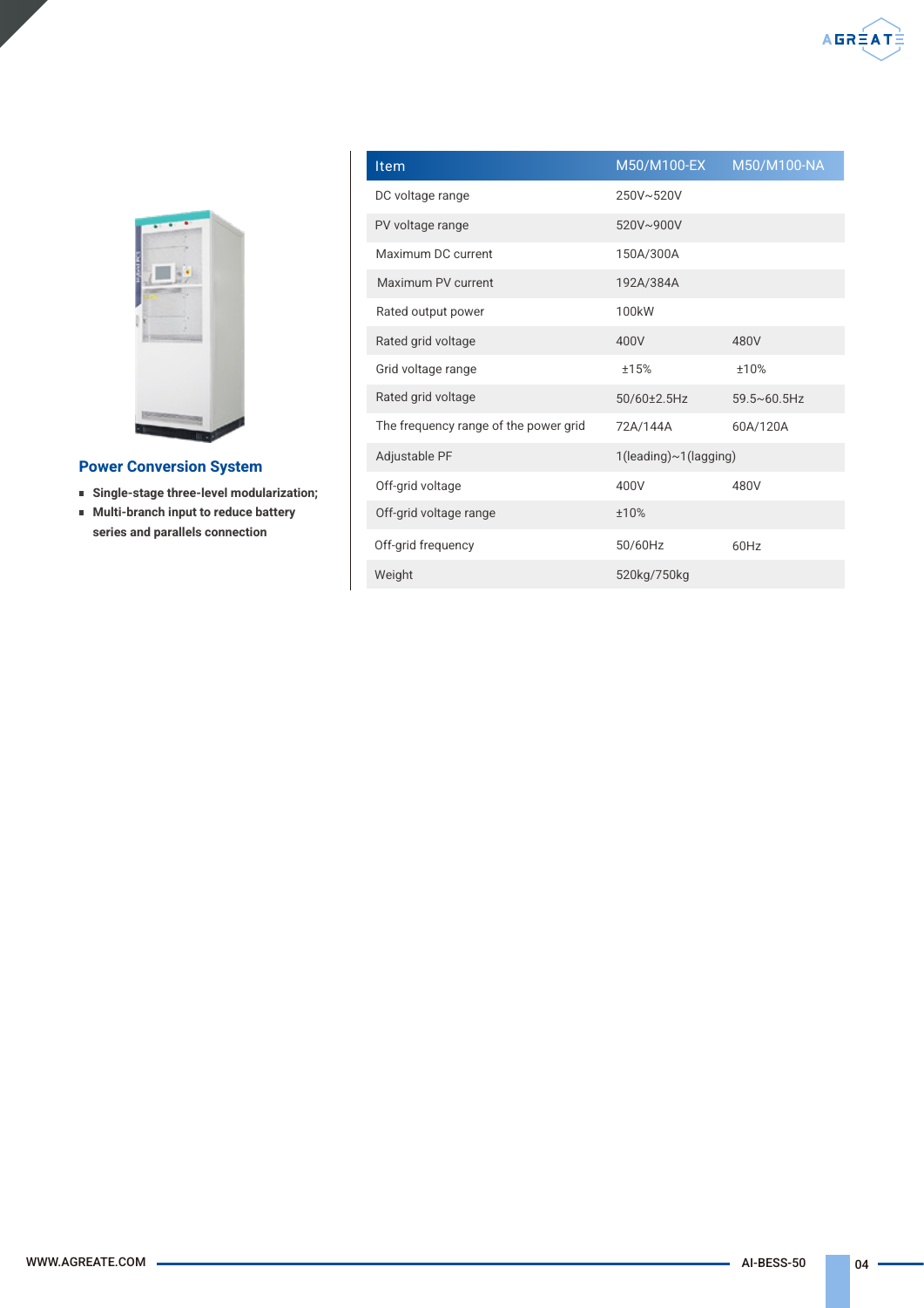## Power Conversion System

- **Single-stage three-level modularization;**
- **Multi-branch input to reduce battery series and parallels connection**

| Item | M50/M100-EX | M50/M100-NA |
|---|---|---|
| DC voltage range | 250V~520V | |
| PV voltage range | 520V~900V | |
| Maximum DC current | 150A/300A | |
| Maximum PV current | 192A/384A | |
| Rated output power | 100kW | |
| Rated grid voltage | 400V | 480V |
| Grid voltage range | ±15% | ±10% |
| Rated grid voltage | 50/60±2.5Hz | 59.5~60.5Hz |
| The frequency range of the power grid | 72A/144A | 60A/120A |
| Adjustable PF | 1(leading)~1(lagging) | |
| Off-grid voltage | 400V | 480V |
| Off-grid voltage range | ±10% | |
| Off-grid frequency | 50/60Hz | 60Hz |
| Weight | 520kg/750kg | |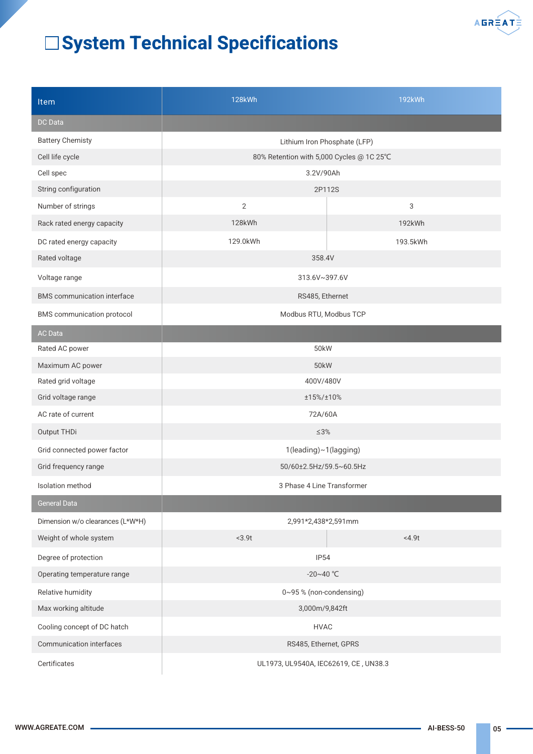# System Technical Specifications

| Item | 128kWh | 192kWh |
|---|---|---|
| **DC Data** | | |
| Battery Chemisty | Lithium Iron Phosphate (LFP) | |
| Cell life cycle | 80% Retention with 5,000 Cycles @ 1C 25℃ | |
| Cell spec | 3.2V/90Ah | |
| String configuration | 2P112S | |
| Number of strings | 2 | 3 |
| Rack rated energy capacity | 128kWh | 192kWh |
| DC rated energy capacity | 129.0kWh | 193.5kWh |
| Rated voltage | 358.4V | |
| Voltage range | 313.6V~397.6V | |
| BMS communication interface | RS485, Ethernet | |
| BMS communication protocol | Modbus RTU, Modbus TCP | |
| **AC Data** | | |
| Rated AC power | 50kW | |
| Maximum AC power | 50kW | |
| Rated grid voltage | 400V/480V | |
| Grid voltage range | ±15%/±10% | |
| AC rate of current | 72A/60A | |
| Output THDi | ≤3% | |
| Grid connected power factor | 1(leading)~1(lagging) | |
| Grid frequency range | 50/60±2.5Hz/59.5~60.5Hz | |
| Isolation method | 3 Phase 4 Line Transformer | |
| **General Data** | | |
| Dimension w/o clearances (L*W*H) | 2,991*2,438*2,591mm | |
| Weight of whole system | <3.9t | <4.9t |
| Degree of protection | IP54 | |
| Operating temperature range | -20~40 ℃ | |
| Relative humidity | 0~95 % (non-condensing) | |
| Max working altitude | 3,000m/9,842ft | |
| Cooling concept of DC hatch | HVAC | |
| Communication interfaces | RS485, Ethernet, GPRS | |
| Certificates | UL1973, UL9540A, IEC62619, CE , UN38.3 | |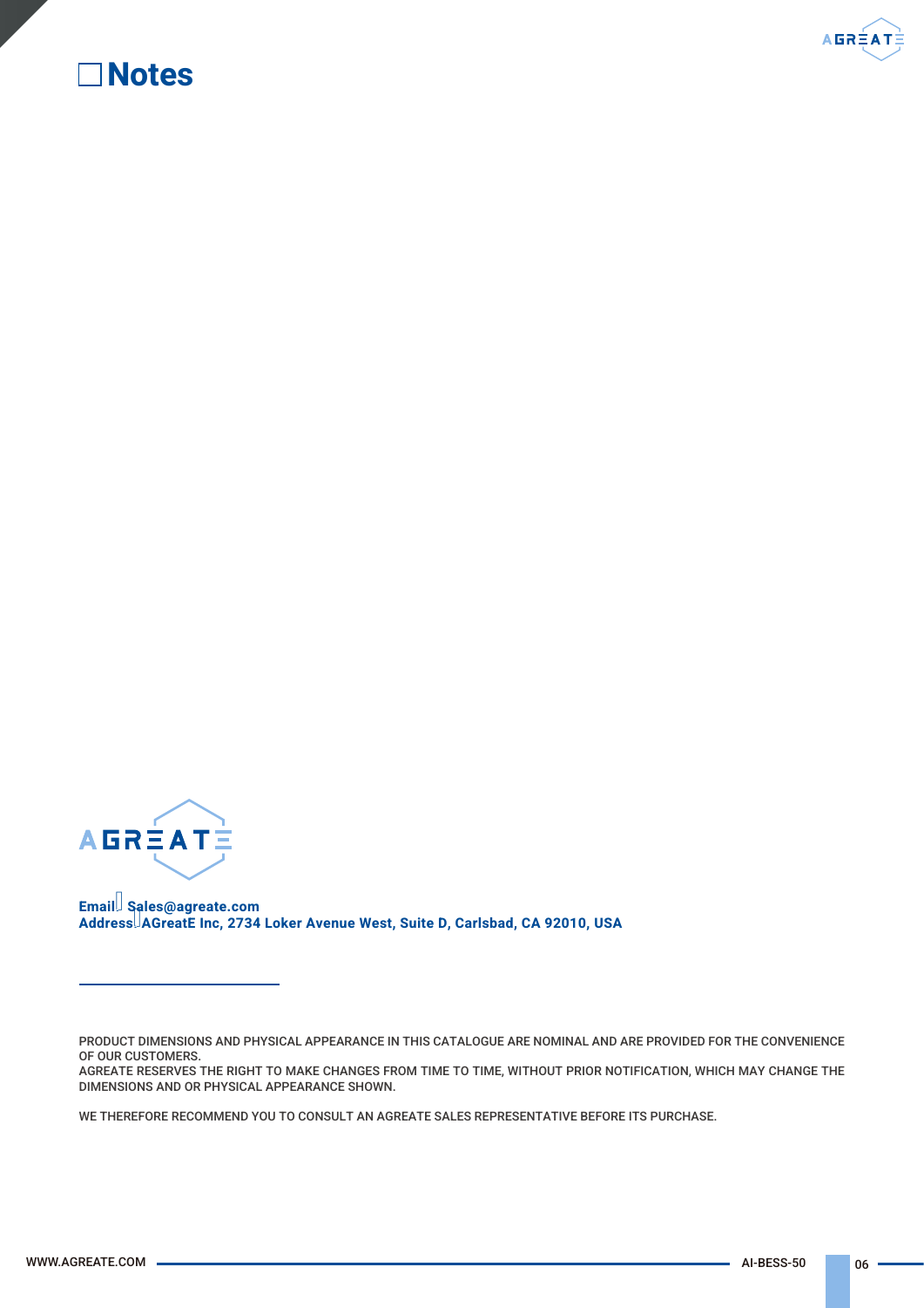# Notes

**Email：Sales@agreate.com**
**Address：AGreatE Inc, 2734 Loker Avenue West, Suite D, Carlsbad, CA 92010, USA**

PRODUCT DIMENSIONS AND PHYSICAL APPEARANCE IN THIS CATALOGUE ARE NOMINAL AND ARE PROVIDED FOR THE CONVENIENCE OF OUR CUSTOMERS.
AGREATE RESERVES THE RIGHT TO MAKE CHANGES FROM TIME TO TIME, WITHOUT PRIOR NOTIFICATION, WHICH MAY CHANGE THE DIMENSIONS AND OR PHYSICAL APPEARANCE SHOWN.

WE THEREFORE RECOMMEND YOU TO CONSULT AN AGREATE SALES REPRESENTATIVE BEFORE ITS PURCHASE.